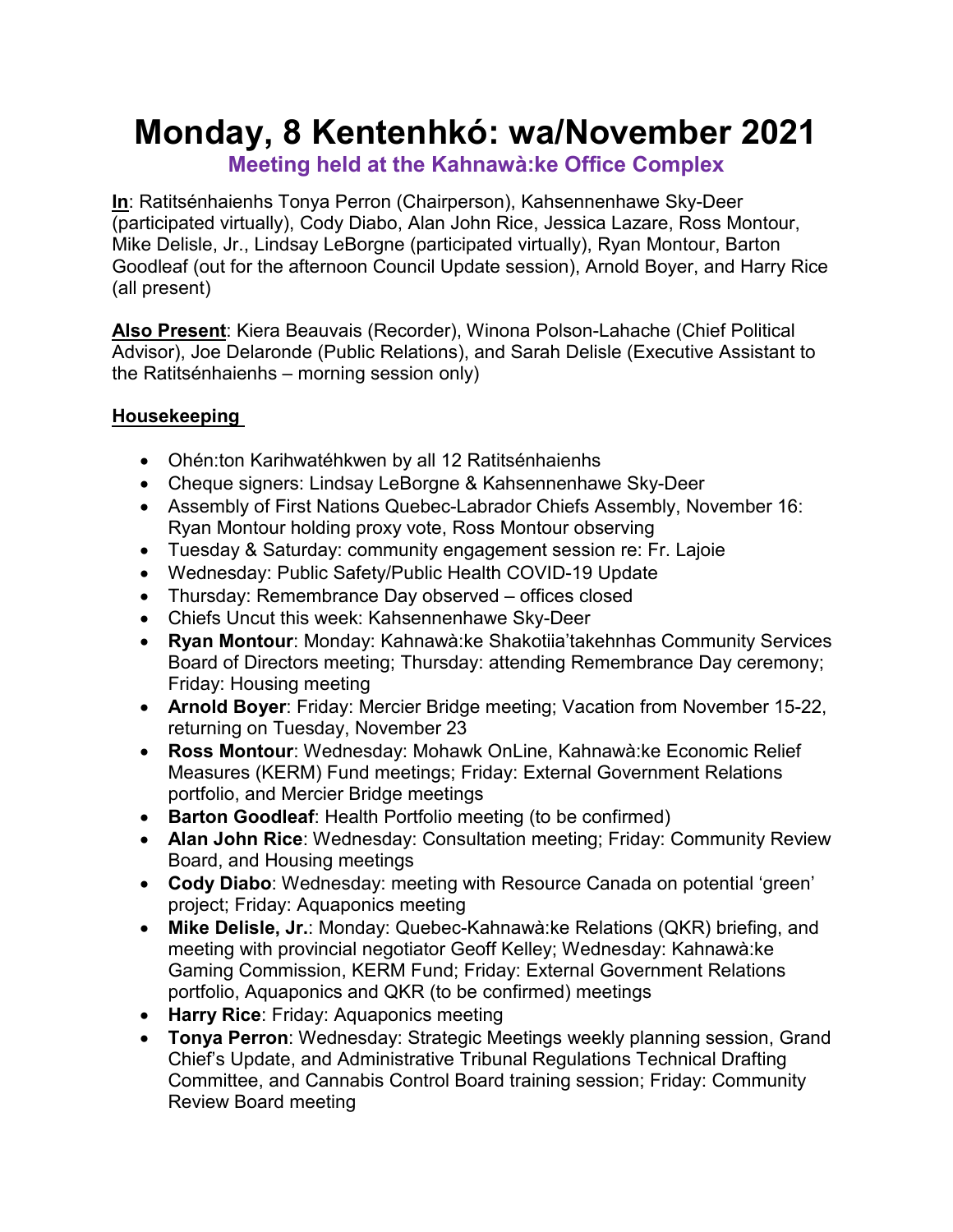# Monday, 8 Kentenhkó: wa/November 2021

## Meeting held at the Kahnawà:ke Office Complex

**In**: Ratitsénhaienhs Tonya Perron (Chairperson), Kahsennenhawe Sky-Deer (participated virtually), Cody Diabo, Alan John Rice, Jessica Lazare, Ross Montour, Mike Delisle, Jr., Lindsay LeBorgne (participated virtually), Ryan Montour, Barton Goodleaf (out for the afternoon Council Update session), Arnold Boyer, and Harry Rice (all present)

**Also Present**: Kiera Beauvais (Recorder), Winona Polson-Lahache (Chief Political Advisor), Joe Delaronde (Public Relations), and Sarah Delisle (Executive Assistant to the Ratitsénhaienhs – morning session only)

### Housekeeping

- Ohén:ton Karihwatéhkwen by all 12 Ratitsénhaienhs
- Cheque signers: Lindsay LeBorgne & Kahsennenhawe Sky-Deer
- Assembly of First Nations Quebec-Labrador Chiefs Assembly, November 16: Ryan Montour holding proxy vote, Ross Montour observing
- Tuesday & Saturday: community engagement session re: Fr. Lajoie
- Wednesday: Public Safety/Public Health COVID-19 Update
- Thursday: Remembrance Day observed – offices closed
- Chiefs Uncut this week: Kahsennenhawe Sky-Deer
- **Ryan Montour**: Monday: Kahnawà:ke Shakotiia'takehnhas Community Services Board of Directors meeting; Thursday: attending Remembrance Day ceremony; Friday: Housing meeting
- **Arnold Boyer**: Friday: Mercier Bridge meeting; Vacation from November 15-22, returning on Tuesday, November 23
- **Ross Montour**: Wednesday: Mohawk OnLine, Kahnawà:ke Economic Relief Measures (KERM) Fund meetings; Friday: External Government Relations portfolio, and Mercier Bridge meetings
- **Barton Goodleaf**: Health Portfolio meeting (to be confirmed)
- **Alan John Rice**: Wednesday: Consultation meeting; Friday: Community Review Board, and Housing meetings
- **Cody Diabo**: Wednesday: meeting with Resource Canada on potential 'green' project; Friday: Aquaponics meeting
- **Mike Delisle, Jr.**: Monday: Quebec-Kahnawà:ke Relations (QKR) briefing, and meeting with provincial negotiator Geoff Kelley; Wednesday: Kahnawà:ke Gaming Commission, KERM Fund; Friday: External Government Relations portfolio, Aquaponics and QKR (to be confirmed) meetings
- **Harry Rice**: Friday: Aquaponics meeting
- **Tonya Perron**: Wednesday: Strategic Meetings weekly planning session, Grand Chief's Update, and Administrative Tribunal Regulations Technical Drafting Committee, and Cannabis Control Board training session; Friday: Community Review Board meeting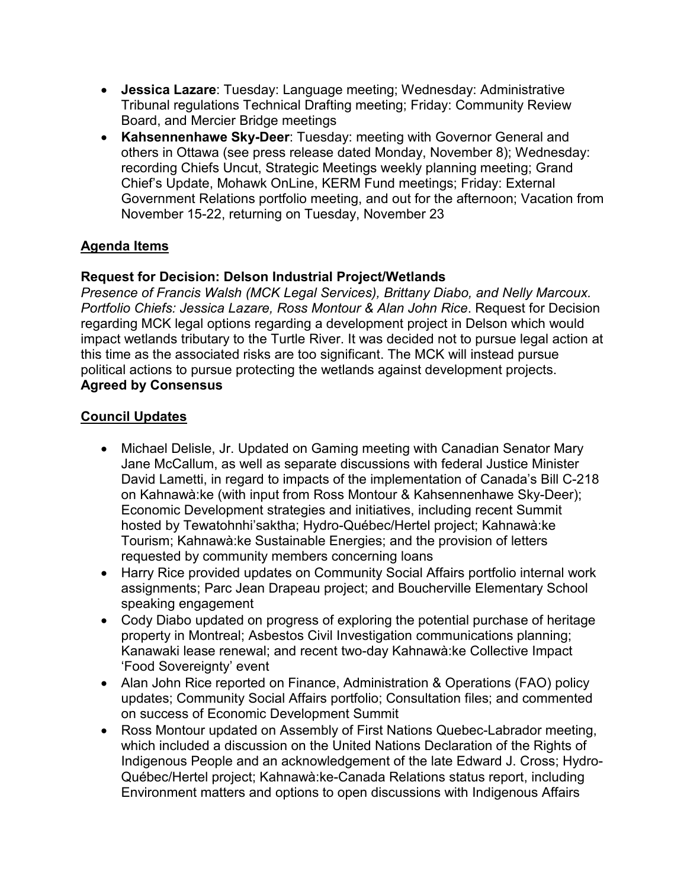- **Jessica Lazare**: Tuesday: Language meeting; Wednesday: Administrative Tribunal regulations Technical Drafting meeting; Friday: Community Review Board, and Mercier Bridge meetings
- **Kahsennenhawe Sky-Deer**: Tuesday: meeting with Governor General and others in Ottawa (see press release dated Monday, November 8); Wednesday: recording Chiefs Uncut, Strategic Meetings weekly planning meeting; Grand Chief's Update, Mohawk OnLine, KERM Fund meetings; Friday: External Government Relations portfolio meeting, and out for the afternoon; Vacation from November 15-22, returning on Tuesday, November 23

## Agenda Items

**Request for Decision: Delson Industrial Project/Wetlands**
*Presence of Francis Walsh (MCK Legal Services), Brittany Diabo, and Nelly Marcoux. Portfolio Chiefs: Jessica Lazare, Ross Montour & Alan John Rice*. Request for Decision regarding MCK legal options regarding a development project in Delson which would impact wetlands tributary to the Turtle River. It was decided not to pursue legal action at this time as the associated risks are too significant. The MCK will instead pursue political actions to pursue protecting the wetlands against development projects.
**Agreed by Consensus**

## Council Updates

- Michael Delisle, Jr. Updated on Gaming meeting with Canadian Senator Mary Jane McCallum, as well as separate discussions with federal Justice Minister David Lametti, in regard to impacts of the implementation of Canada's Bill C-218 on Kahnawà:ke (with input from Ross Montour & Kahsennenhawe Sky-Deer); Economic Development strategies and initiatives, including recent Summit hosted by Tewatohnhi'saktha; Hydro-Québec/Hertel project; Kahnawà:ke Tourism; Kahnawà:ke Sustainable Energies; and the provision of letters requested by community members concerning loans
- Harry Rice provided updates on Community Social Affairs portfolio internal work assignments; Parc Jean Drapeau project; and Boucherville Elementary School speaking engagement
- Cody Diabo updated on progress of exploring the potential purchase of heritage property in Montreal; Asbestos Civil Investigation communications planning; Kanawaki lease renewal; and recent two-day Kahnawà:ke Collective Impact 'Food Sovereignty' event
- Alan John Rice reported on Finance, Administration & Operations (FAO) policy updates; Community Social Affairs portfolio; Consultation files; and commented on success of Economic Development Summit
- Ross Montour updated on Assembly of First Nations Quebec-Labrador meeting, which included a discussion on the United Nations Declaration of the Rights of Indigenous People and an acknowledgement of the late Edward J. Cross; Hydro-Québec/Hertel project; Kahnawà:ke-Canada Relations status report, including Environment matters and options to open discussions with Indigenous Affairs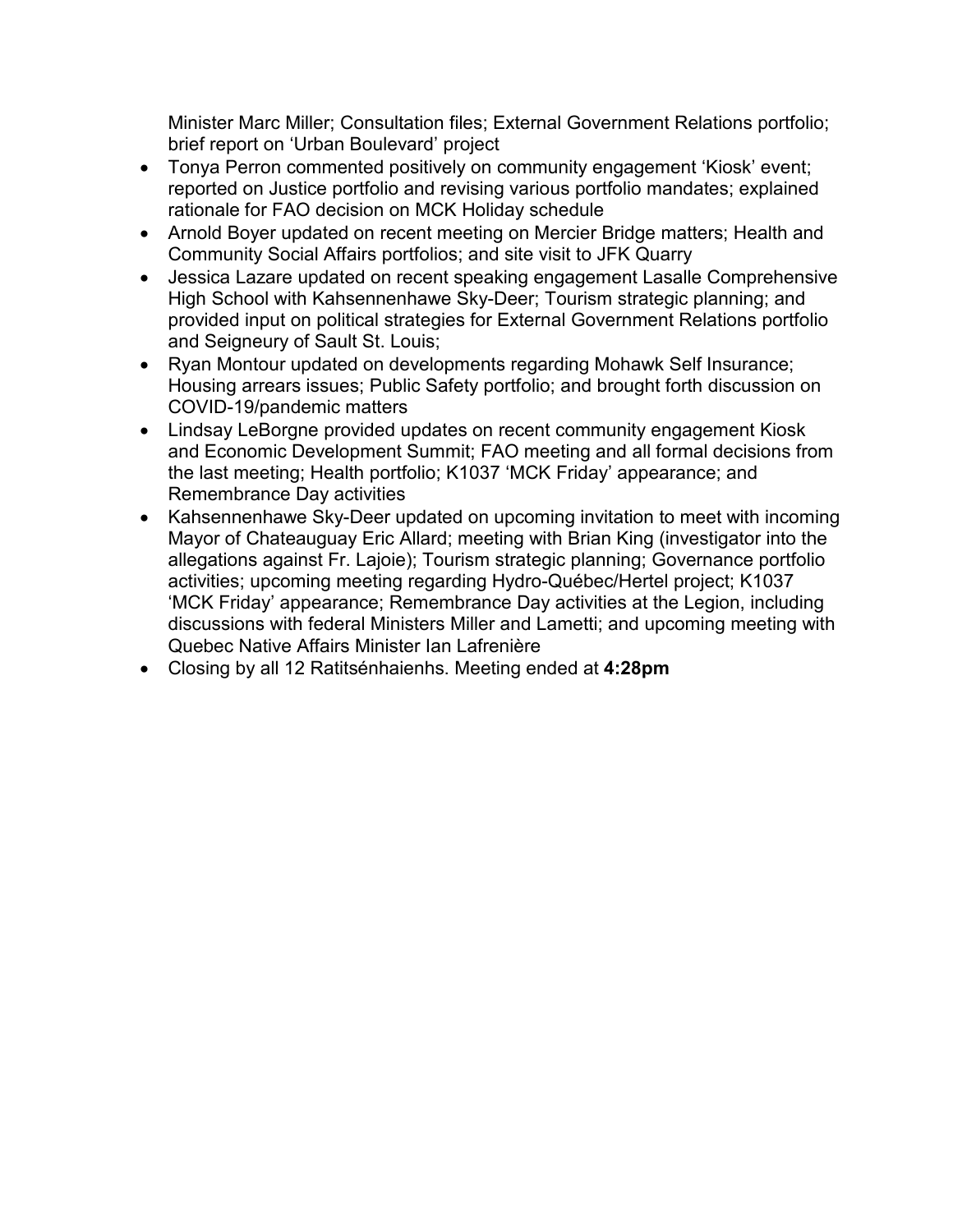Minister Marc Miller; Consultation files; External Government Relations portfolio; brief report on 'Urban Boulevard' project

- Tonya Perron commented positively on community engagement 'Kiosk' event; reported on Justice portfolio and revising various portfolio mandates; explained rationale for FAO decision on MCK Holiday schedule
- Arnold Boyer updated on recent meeting on Mercier Bridge matters; Health and Community Social Affairs portfolios; and site visit to JFK Quarry
- Jessica Lazare updated on recent speaking engagement Lasalle Comprehensive High School with Kahsennenhawe Sky-Deer; Tourism strategic planning; and provided input on political strategies for External Government Relations portfolio and Seigneury of Sault St. Louis;
- Ryan Montour updated on developments regarding Mohawk Self Insurance; Housing arrears issues; Public Safety portfolio; and brought forth discussion on COVID-19/pandemic matters
- Lindsay LeBorgne provided updates on recent community engagement Kiosk and Economic Development Summit; FAO meeting and all formal decisions from the last meeting; Health portfolio; K1037 'MCK Friday' appearance; and Remembrance Day activities
- Kahsennenhawe Sky-Deer updated on upcoming invitation to meet with incoming Mayor of Chateauguay Eric Allard; meeting with Brian King (investigator into the allegations against Fr. Lajoie); Tourism strategic planning; Governance portfolio activities; upcoming meeting regarding Hydro-Québec/Hertel project; K1037 'MCK Friday' appearance; Remembrance Day activities at the Legion, including discussions with federal Ministers Miller and Lametti; and upcoming meeting with Quebec Native Affairs Minister Ian Lafrenière
- Closing by all 12 Ratitsénhaienhs. Meeting ended at **4:28pm**